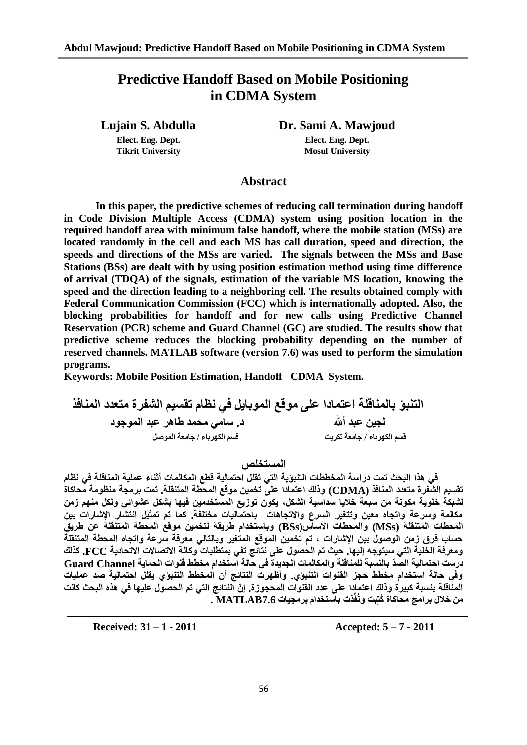# Predictive Handoff Based on Mobile Positioning in CDMA System

**Lujain S. Abdulla**
Elect. Eng. Dept.
Tikrit University

**Dr. Sami A. Mawjoud**
Elect. Eng. Dept.
Mosul University

## Abstract

**In this paper, the predictive schemes of reducing call termination during handoff in Code Division Multiple Access (CDMA) system using position location in the required handoff area with minimum false handoff, where the mobile station (MSs) are located randomly in the cell and each MS has call duration, speed and direction, the speeds and directions of the MSs are varied. The signals between the MSs and Base Stations (BSs) are dealt with by using position estimation method using time difference of arrival (TDQA) of the signals, estimation of the variable MS location, knowing the speed and the direction leading to a neighboring cell. The results obtained comply with Federal Communication Commission (FCC) which is internationally adopted. Also, the blocking probabilities for handoff and for new calls using Predictive Channel Reservation (PCR) scheme and Guard Channel (GC) are studied. The results show that predictive scheme reduces the blocking probability depending on the number of reserved channels. MATLAB software (version 7.6) was used to perform the simulation programs.**

**Keywords: Mobile Position Estimation, Handoff CDMA System.**

# التنبؤ بالمناقلة اعتمادا على موقع الموبايل في نظام تقسيم الشفرة متعدد المنافذ

**لجين عبد ألله**
قسم الكهرباء / جامعة تكريت

**د. سامي محمد طاهر عبد الموجود**
قسم الكهرباء / جامعة الموصل

## المستخلص

**في هذا البحث تمت دراسة المخططات التنبؤية التي تقلل احتمالية قطع المكالمات أثناء عملية المناقلة في نظام تقسيم الشفرة متعدد المنافذ (CDMA) وذلك اعتمادا على تخمين موقع المحطة المتنقلة. تمت برمجة منظومة محاكاة لشبكة خلوية مكونة من سبعة خلايا سداسية الشكل، يكون توزيع المستخدمين فيها بشكل عشوائي ولكل منهم زمن مكالمة وسرعة واتجاه معين وتتغير السرع والاتجاهات باحتماليات مختلفة. كما تم تمثيل انتشار الإشارات بين المحطات المتنقلة (MSs) والمحطات الأساس(BSs) وباستخدام طريقة لتخمين موقع المحطة المتنقلة عن طريق حساب فرق زمن الوصول بين الإشارات ، تم تخمين الموقع المتغير وبالتالي معرفة سرعة واتجاه المحطة المتنقلة ومعرفة الخلية التي سيتوجه إليها. حيث تم الحصول على نتائج تفي بمتطلبات وكالة الاتصالات الاتحادية FCC. كذلك درست احتمالية الصدّ بالنسبة للمناقلة والمكالمات الجديدة في حالة استخدام مخطط قنوات الحماية Guard Channel وفي حالة استخدام مخطط حجز القنوات التنبؤي. وأظهرت النتائج أن المخطط التنبؤي يقلل احتمالية صد عمليات المناقلة بنسبة كبيرة وذلك اعتمادا على عدد القنوات المحجوزة. إنّ النتائج التي تم الحصول عليها في هذه البحث كانت من خلال برامج محاكاة كُتِبت ونُفِّذت باستخدام برمجيات MATLAB7.6 .**

**Received: 31 – 1 - 2011** **Accepted: 5 – 7 - 2011**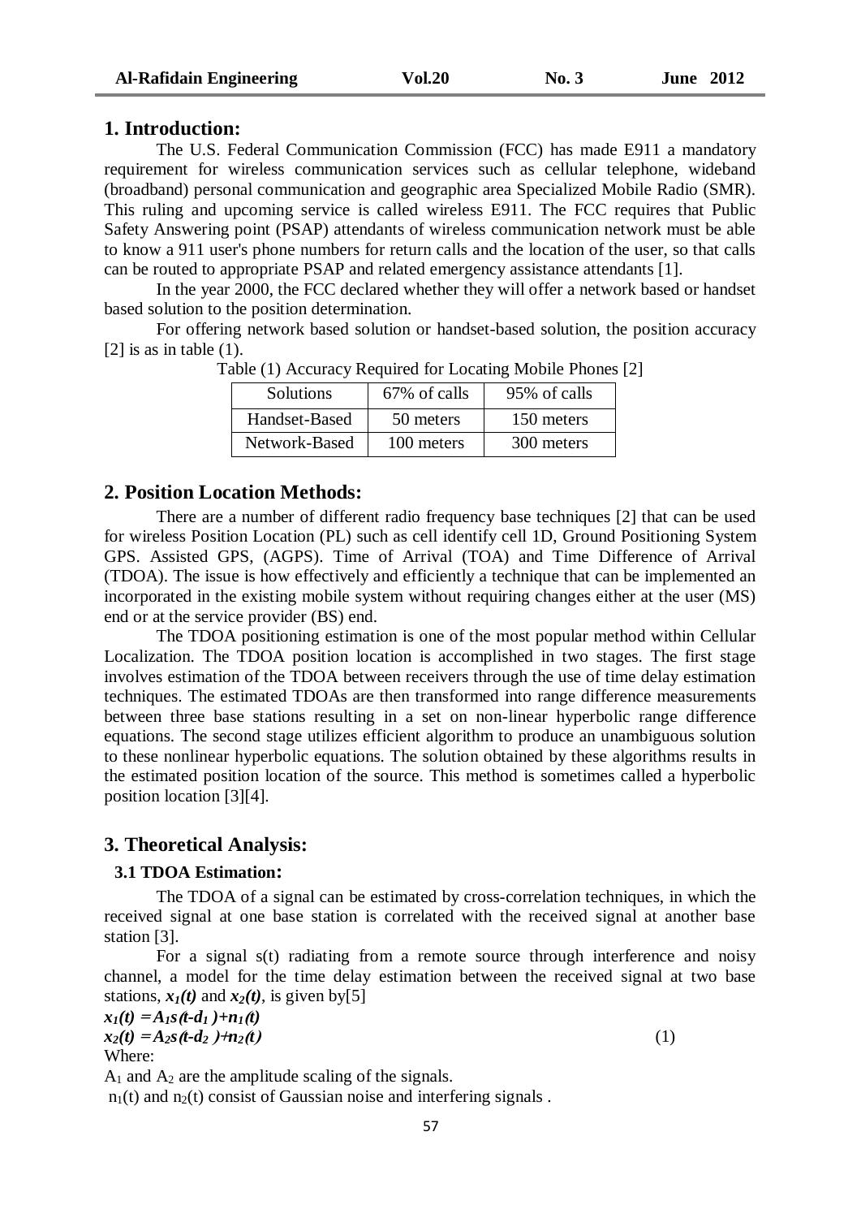## 1. Introduction:

The U.S. Federal Communication Commission (FCC) has made E911 a mandatory requirement for wireless communication services such as cellular telephone, wideband (broadband) personal communication and geographic area Specialized Mobile Radio (SMR). This ruling and upcoming service is called wireless E911. The FCC requires that Public Safety Answering point (PSAP) attendants of wireless communication network must be able to know a 911 user's phone numbers for return calls and the location of the user, so that calls can be routed to appropriate PSAP and related emergency assistance attendants [1].

In the year 2000, the FCC declared whether they will offer a network based or handset based solution to the position determination.

For offering network based solution or handset-based solution, the position accuracy [2] is as in table (1).

Table (1) Accuracy Required for Locating Mobile Phones [2]

| Solutions | 67% of calls | 95% of calls |
|---|---|---|
| Handset-Based | 50 meters | 150 meters |
| Network-Based | 100 meters | 300 meters |

## 2. Position Location Methods:

There are a number of different radio frequency base techniques [2] that can be used for wireless Position Location (PL) such as cell identify cell 1D, Ground Positioning System GPS. Assisted GPS, (AGPS). Time of Arrival (TOA) and Time Difference of Arrival (TDOA). The issue is how effectively and efficiently a technique that can be implemented an incorporated in the existing mobile system without requiring changes either at the user (MS) end or at the service provider (BS) end.

The TDOA positioning estimation is one of the most popular method within Cellular Localization. The TDOA position location is accomplished in two stages. The first stage involves estimation of the TDOA between receivers through the use of time delay estimation techniques. The estimated TDOAs are then transformed into range difference measurements between three base stations resulting in a set on non-linear hyperbolic range difference equations. The second stage utilizes efficient algorithm to produce an unambiguous solution to these nonlinear hyperbolic equations. The solution obtained by these algorithms results in the estimated position location of the source. This method is sometimes called a hyperbolic position location [3][4].

## 3. Theoretical Analysis:

### 3.1 TDOA Estimation:

The TDOA of a signal can be estimated by cross-correlation techniques, in which the received signal at one base station is correlated with the received signal at another base station [3].

For a signal s(t) radiating from a remote source through interference and noisy channel, a model for the time delay estimation between the received signal at two base stations, $x_1(t)$ and $x_2(t)$, is given by[5]

$$x_1(t) = A_1 s(t-d_1) + n_1(t)$$
$$x_2(t) = A_2 s(t-d_2) + n_2(t) \qquad (1)$$

Where:

$A_1$ and $A_2$ are the amplitude scaling of the signals.

$n_1(t)$ and $n_2(t)$ consist of Gaussian noise and interfering signals .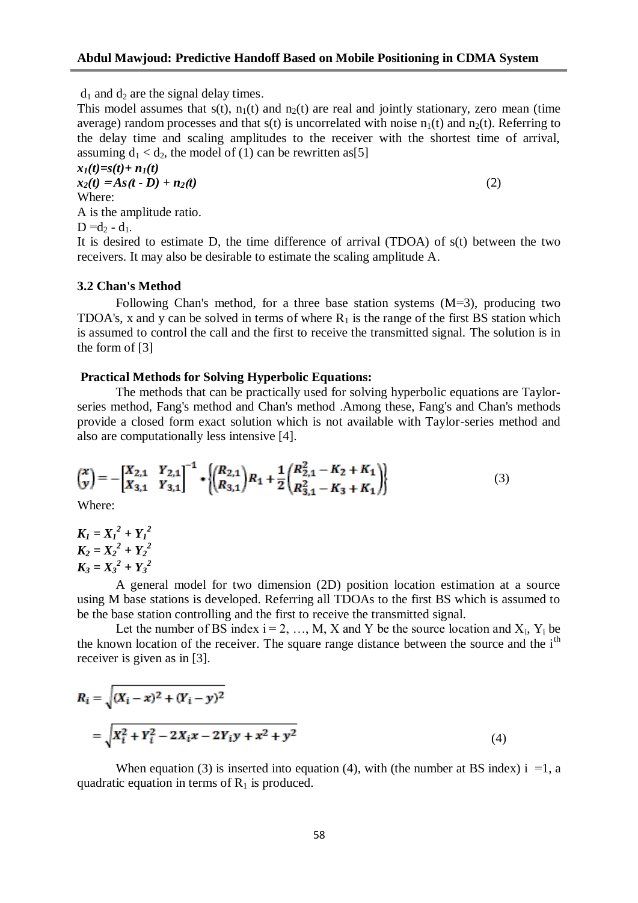$d_1$ and $d_2$ are the signal delay times.

This model assumes that $s(t)$, $n_1(t)$ and $n_2(t)$ are real and jointly stationary, zero mean (time average) random processes and that $s(t)$ is uncorrelated with noise $n_1(t)$ and $n_2(t)$. Referring to the delay time and scaling amplitudes to the receiver with the shortest time of arrival, assuming $d_1 < d_2$, the model of (1) can be rewritten as[5]

$$x_1(t)=s(t)+n_1(t)$$
$$x_2(t) = As(t - D) + n_2(t) \tag{2}$$

Where:

A is the amplitude ratio.

$D = d_2 - d_1$.

It is desired to estimate D, the time difference of arrival (TDOA) of s(t) between the two receivers. It may also be desirable to estimate the scaling amplitude A.

### 3.2 Chan's Method

Following Chan's method, for a three base station systems (M=3), producing two TDOA's, x and y can be solved in terms of where $R_1$ is the range of the first BS station which is assumed to control the call and the first to receive the transmitted signal. The solution is in the form of [3]

**Practical Methods for Solving Hyperbolic Equations:**

The methods that can be practically used for solving hyperbolic equations are Taylor-series method, Fang's method and Chan's method .Among these, Fang's and Chan's methods provide a closed form exact solution which is not available with Taylor-series method and also are computationally less intensive [4].

$$\begin{pmatrix} x \\ y \end{pmatrix} = -\begin{bmatrix} X_{2,1} & Y_{2,1} \\ X_{3,1} & Y_{3,1} \end{bmatrix}^{-1} * \left\{ \begin{pmatrix} R_{2,1} \\ R_{3,1} \end{pmatrix} R_1 + \frac{1}{2} \begin{pmatrix} R_{2,1}^2 - K_2 + K_1 \\ R_{3,1}^2 - K_3 + K_1 \end{pmatrix} \right\} \tag{3}$$

Where:

$$K_1 = X_1^2 + Y_1^2$$
$$K_2 = X_2^2 + Y_2^2$$
$$K_3 = X_3^2 + Y_3^2$$

A general model for two dimension (2D) position location estimation at a source using M base stations is developed. Referring all TDOAs to the first BS which is assumed to be the base station controlling and the first to receive the transmitted signal.

Let the number of BS index $i = 2, \ldots, M$, X and Y be the source location and $X_i$, $Y_i$ be the known location of the receiver. The square range distance between the source and the $i^{th}$ receiver is given as in [3].

$$R_i = \sqrt{(X_i - x)^2 + (Y_i - y)^2}$$
$$= \sqrt{X_i^2 + Y_i^2 - 2X_i x - 2Y_i y + x^2 + y^2} \tag{4}$$

When equation (3) is inserted into equation (4), with (the number at BS index) i =1, a quadratic equation in terms of $R_1$ is produced.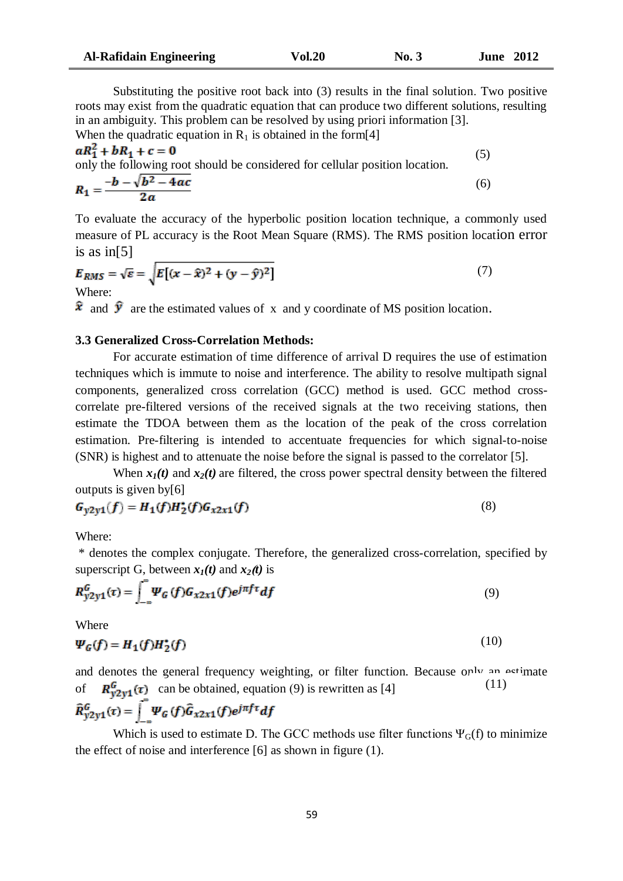Substituting the positive root back into (3) results in the final solution. Two positive roots may exist from the quadratic equation that can produce two different solutions, resulting in an ambiguity. This problem can be resolved by using priori information [3].
When the quadratic equation in $R_1$ is obtained in the form[4]

$$aR_1^2 + bR_1 + c = 0 \tag{5}$$

only the following root should be considered for cellular position location.

$$R_1 = \frac{-b - \sqrt{b^2 - 4ac}}{2a} \tag{6}$$

To evaluate the accuracy of the hyperbolic position location technique, a commonly used measure of PL accuracy is the Root Mean Square (RMS). The RMS position location error is as in[5]

$$E_{RMS} = \sqrt{\varepsilon} = \sqrt{E[(x - \hat{x})^2 + (y - \hat{y})^2]} \tag{7}$$

Where:
$\hat{x}$ and $\hat{y}$ are the estimated values of x and y coordinate of MS position location.

### 3.3 Generalized Cross-Correlation Methods:

For accurate estimation of time difference of arrival D requires the use of estimation techniques which is immute to noise and interference. The ability to resolve multipath signal components, generalized cross correlation (GCC) method is used. GCC method cross-correlate pre-filtered versions of the received signals at the two receiving stations, then estimate the TDOA between them as the location of the peak of the cross correlation estimation. Pre-filtering is intended to accentuate frequencies for which signal-to-noise (SNR) is highest and to attenuate the noise before the signal is passed to the correlator [5].

When $x_1(t)$ and $x_2(t)$ are filtered, the cross power spectral density between the filtered outputs is given by[6]

$$G_{y2y1}(f) = H_1(f)H_2^*(f)G_{x2x1}(f) \tag{8}$$

Where:
\* denotes the complex conjugate. Therefore, the generalized cross-correlation, specified by superscript G, between $x_1(t)$ and $x_2(t)$ is

$$R_{y2y1}^G(\tau) = \int_{-\infty}^{\infty} \Psi_G(f)G_{x2x1}(f)e^{j\pi f\tau}df \tag{9}$$

Where

$$\Psi_G(f) = H_1(f)H_2^*(f) \tag{10}$$

and denotes the general frequency weighting, or filter function. Because only an estimate of $R_{y2y1}^G(\tau)$ can be obtained, equation (9) is rewritten as [4]

$$\hat{R}_{y2y1}^G(\tau) = \int_{-\infty}^{\infty} \Psi_G(f)\hat{G}_{x2x1}(f)e^{j\pi f\tau}df \tag{11}$$

Which is used to estimate D. The GCC methods use filter functions $\Psi_G(f)$ to minimize the effect of noise and interference [6] as shown in figure (1).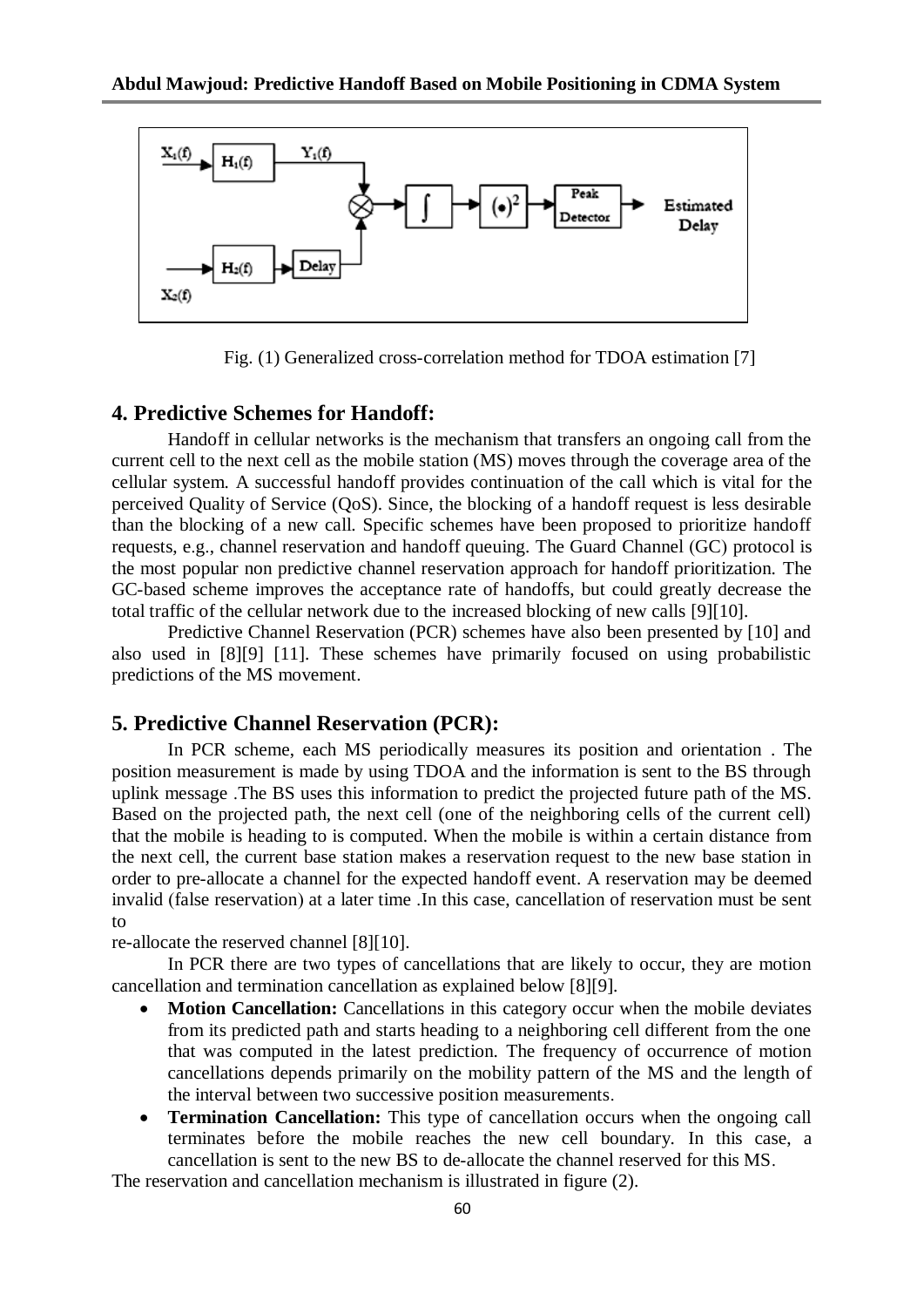Fig. (1) Generalized cross-correlation method for TDOA estimation [7]

## 4. Predictive Schemes for Handoff:

Handoff in cellular networks is the mechanism that transfers an ongoing call from the current cell to the next cell as the mobile station (MS) moves through the coverage area of the cellular system. A successful handoff provides continuation of the call which is vital for the perceived Quality of Service (QoS). Since, the blocking of a handoff request is less desirable than the blocking of a new call. Specific schemes have been proposed to prioritize handoff requests, e.g., channel reservation and handoff queuing. The Guard Channel (GC) protocol is the most popular non predictive channel reservation approach for handoff prioritization. The GC-based scheme improves the acceptance rate of handoffs, but could greatly decrease the total traffic of the cellular network due to the increased blocking of new calls [9][10].

Predictive Channel Reservation (PCR) schemes have also been presented by [10] and also used in [8][9] [11]. These schemes have primarily focused on using probabilistic predictions of the MS movement.

## 5. Predictive Channel Reservation (PCR):

In PCR scheme, each MS periodically measures its position and orientation . The position measurement is made by using TDOA and the information is sent to the BS through uplink message .The BS uses this information to predict the projected future path of the MS. Based on the projected path, the next cell (one of the neighboring cells of the current cell) that the mobile is heading to is computed. When the mobile is within a certain distance from the next cell, the current base station makes a reservation request to the new base station in order to pre-allocate a channel for the expected handoff event. A reservation may be deemed invalid (false reservation) at a later time .In this case, cancellation of reservation must be sent to
re-allocate the reserved channel [8][10].

In PCR there are two types of cancellations that are likely to occur, they are motion cancellation and termination cancellation as explained below [8][9].

- **Motion Cancellation:** Cancellations in this category occur when the mobile deviates from its predicted path and starts heading to a neighboring cell different from the one that was computed in the latest prediction. The frequency of occurrence of motion cancellations depends primarily on the mobility pattern of the MS and the length of the interval between two successive position measurements.
- **Termination Cancellation:** This type of cancellation occurs when the ongoing call terminates before the mobile reaches the new cell boundary. In this case, a cancellation is sent to the new BS to de-allocate the channel reserved for this MS.

The reservation and cancellation mechanism is illustrated in figure (2).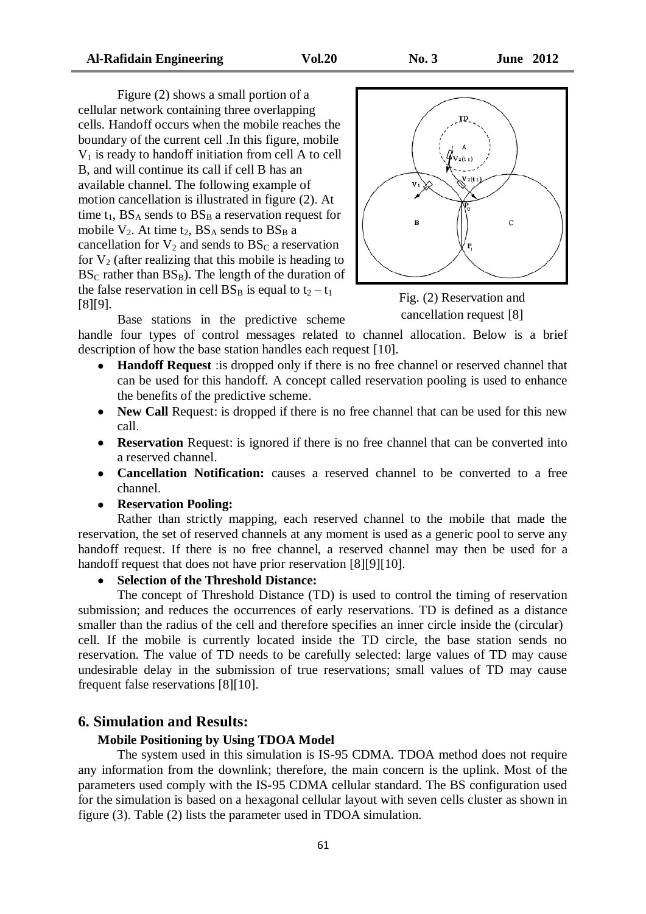Figure (2) shows a small portion of a cellular network containing three overlapping cells. Handoff occurs when the mobile reaches the boundary of the current cell .In this figure, mobile $V_1$ is ready to handoff initiation from cell A to cell B, and will continue its call if cell B has an available channel. The following example of motion cancellation is illustrated in figure (2). At time $t_1$, $BS_A$ sends to $BS_B$ a reservation request for mobile $V_2$. At time $t_2$, $BS_A$ sends to $BS_B$ a cancellation for $V_2$ and sends to $BS_C$ a reservation for $V_2$ (after realizing that this mobile is heading to $BS_C$ rather than $BS_B$). The length of the duration of the false reservation in cell $BS_B$ is equal to $t_2 - t_1$ [8][9].

Fig. (2) Reservation and cancellation request [8]

Base stations in the predictive scheme handle four types of control messages related to channel allocation. Below is a brief description of how the base station handles each request [10].

- **Handoff Request** :is dropped only if there is no free channel or reserved channel that can be used for this handoff. A concept called reservation pooling is used to enhance the benefits of the predictive scheme.
- **New Call** Request: is dropped if there is no free channel that can be used for this new call.
- **Reservation** Request: is ignored if there is no free channel that can be converted into a reserved channel.
- **Cancellation Notification:** causes a reserved channel to be converted to a free channel.
- **Reservation Pooling:**

Rather than strictly mapping, each reserved channel to the mobile that made the reservation, the set of reserved channels at any moment is used as a generic pool to serve any handoff request. If there is no free channel, a reserved channel may then be used for a handoff request that does not have prior reservation [8][9][10].

- **Selection of the Threshold Distance:**

The concept of Threshold Distance (TD) is used to control the timing of reservation submission; and reduces the occurrences of early reservations. TD is defined as a distance smaller than the radius of the cell and therefore specifies an inner circle inside the (circular) cell. If the mobile is currently located inside the TD circle, the base station sends no reservation. The value of TD needs to be carefully selected: large values of TD may cause undesirable delay in the submission of true reservations; small values of TD may cause frequent false reservations [8][10].

## 6. Simulation and Results:

### Mobile Positioning by Using TDOA Model

The system used in this simulation is IS-95 CDMA. TDOA method does not require any information from the downlink; therefore, the main concern is the uplink. Most of the parameters used comply with the IS-95 CDMA cellular standard. The BS configuration used for the simulation is based on a hexagonal cellular layout with seven cells cluster as shown in figure (3). Table (2) lists the parameter used in TDOA simulation.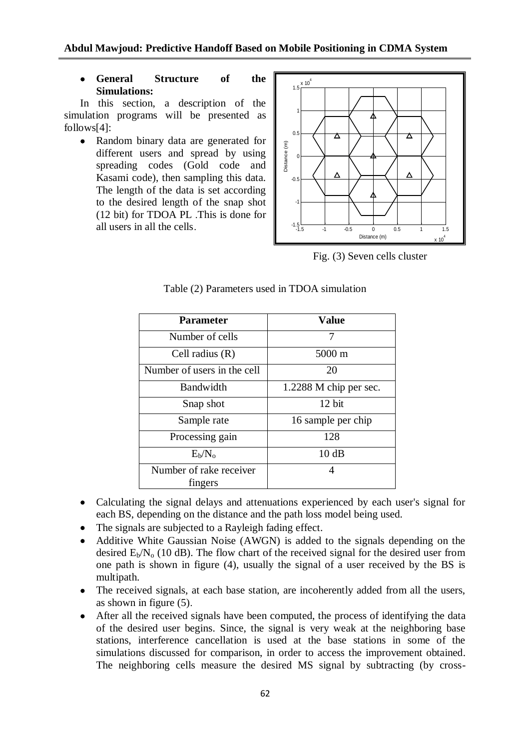- **General Structure of the Simulations:**

In this section, a description of the simulation programs will be presented as follows[4]:

- Random binary data are generated for different users and spread by using spreading codes (Gold code and Kasami code), then sampling this data. The length of the data is set according to the desired length of the snap shot (12 bit) for TDOA PL .This is done for all users in all the cells.

Fig. (3) Seven cells cluster

Table (2) Parameters used in TDOA simulation

| Parameter | Value |
|---|---|
| Number of cells | 7 |
| Cell radius (R) | 5000 m |
| Number of users in the cell | 20 |
| Bandwidth | 1.2288 M chip per sec. |
| Snap shot | 12 bit |
| Sample rate | 16 sample per chip |
| Processing gain | 128 |
| $E_b/N_o$ | 10 dB |
| Number of rake receiver fingers | 4 |

- Calculating the signal delays and attenuations experienced by each user's signal for each BS, depending on the distance and the path loss model being used.
- The signals are subjected to a Rayleigh fading effect.
- Additive White Gaussian Noise (AWGN) is added to the signals depending on the desired $E_b/N_o$ (10 dB). The flow chart of the received signal for the desired user from one path is shown in figure (4), usually the signal of a user received by the BS is multipath.
- The received signals, at each base station, are incoherently added from all the users, as shown in figure (5).
- After all the received signals have been computed, the process of identifying the data of the desired user begins. Since, the signal is very weak at the neighboring base stations, interference cancellation is used at the base stations in some of the simulations discussed for comparison, in order to access the improvement obtained. The neighboring cells measure the desired MS signal by subtracting (by cross-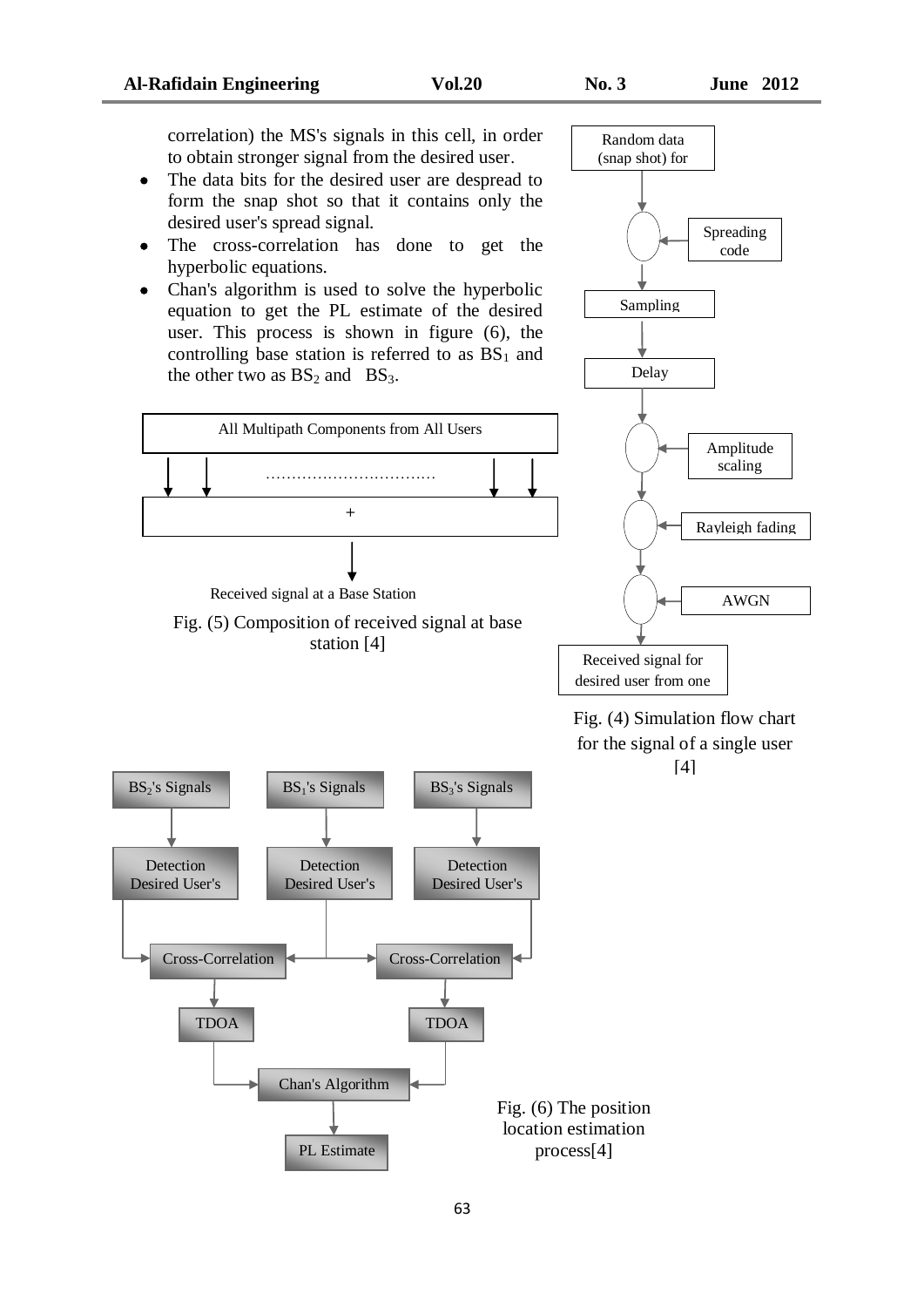correlation) the MS's signals in this cell, in order to obtain stronger signal from the desired user.

- The data bits for the desired user are despread to form the snap shot so that it contains only the desired user's spread signal.
- The cross-correlation has done to get the hyperbolic equations.
- Chan's algorithm is used to solve the hyperbolic equation to get the PL estimate of the desired user. This process is shown in figure (6), the controlling base station is referred to as $BS_1$ and the other two as $BS_2$ and $BS_3$.

All Multipath Components from All Users

……………………………

+

Received signal at a Base Station

Fig. (5) Composition of received signal at base station [4]

Random data (snap shot) for

Spreading code

Sampling

Delay

Amplitude scaling

Rayleigh fading

AWGN

Received signal for desired user from one

Fig. (4) Simulation flow chart for the signal of a single user [4]

$BS_2$'s Signals

$BS_1$'s Signals

$BS_3$'s Signals

Detection Desired User's

Detection Desired User's

Detection Desired User's

Cross-Correlation

Cross-Correlation

TDOA

TDOA

Chan's Algorithm

PL Estimate

Fig. (6) The position location estimation process[4]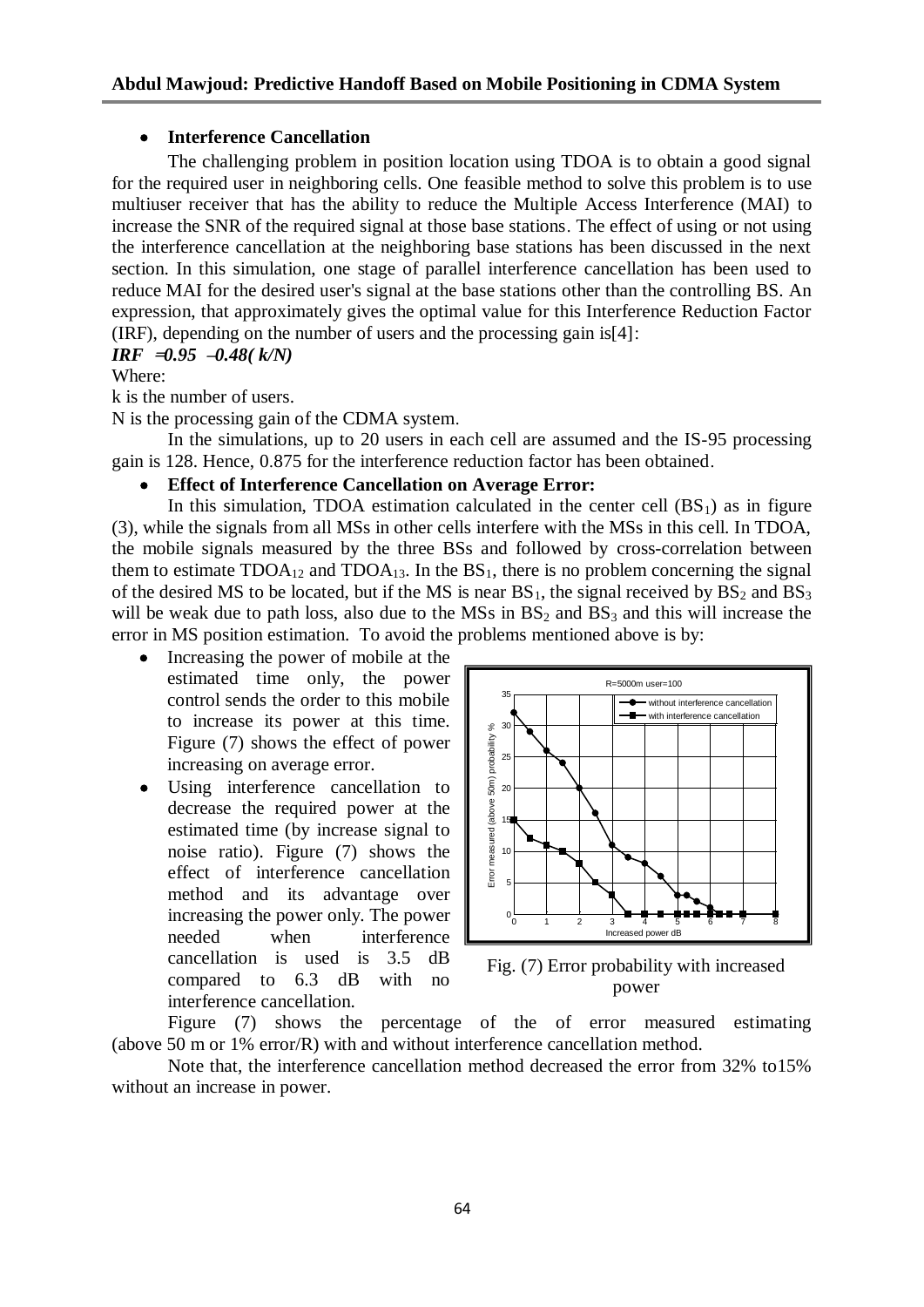- **Interference Cancellation**

The challenging problem in position location using TDOA is to obtain a good signal for the required user in neighboring cells. One feasible method to solve this problem is to use multiuser receiver that has the ability to reduce the Multiple Access Interference (MAI) to increase the SNR of the required signal at those base stations. The effect of using or not using the interference cancellation at the neighboring base stations has been discussed in the next section. In this simulation, one stage of parallel interference cancellation has been used to reduce MAI for the desired user's signal at the base stations other than the controlling BS. An expression, that approximately gives the optimal value for this Interference Reduction Factor (IRF), depending on the number of users and the processing gain is[4]:

$$IRF = 0.95 - 0.48(k/N)$$

Where:

k is the number of users.

N is the processing gain of the CDMA system.

In the simulations, up to 20 users in each cell are assumed and the IS-95 processing gain is 128. Hence, 0.875 for the interference reduction factor has been obtained.

- **Effect of Interference Cancellation on Average Error:**

In this simulation, TDOA estimation calculated in the center cell ($BS_1$) as in figure (3), while the signals from all MSs in other cells interfere with the MSs in this cell. In TDOA, the mobile signals measured by the three BSs and followed by cross-correlation between them to estimate $TDOA_{12}$ and $TDOA_{13}$. In the $BS_1$, there is no problem concerning the signal of the desired MS to be located, but if the MS is near $BS_1$, the signal received by $BS_2$ and $BS_3$ will be weak due to path loss, also due to the MSs in $BS_2$ and $BS_3$ and this will increase the error in MS position estimation. To avoid the problems mentioned above is by:

- Increasing the power of mobile at the estimated time only, the power control sends the order to this mobile to increase its power at this time. Figure (7) shows the effect of power increasing on average error.
- Using interference cancellation to decrease the required power at the estimated time (by increase signal to noise ratio). Figure (7) shows the effect of interference cancellation method and its advantage over increasing the power only. The power needed when interference cancellation is used is 3.5 dB compared to 6.3 dB with no interference cancellation.

Fig. (7) Error probability with increased power

Figure (7) shows the percentage of the of error measured estimating (above 50 m or 1% error/R) with and without interference cancellation method.

Note that, the interference cancellation method decreased the error from 32% to15% without an increase in power.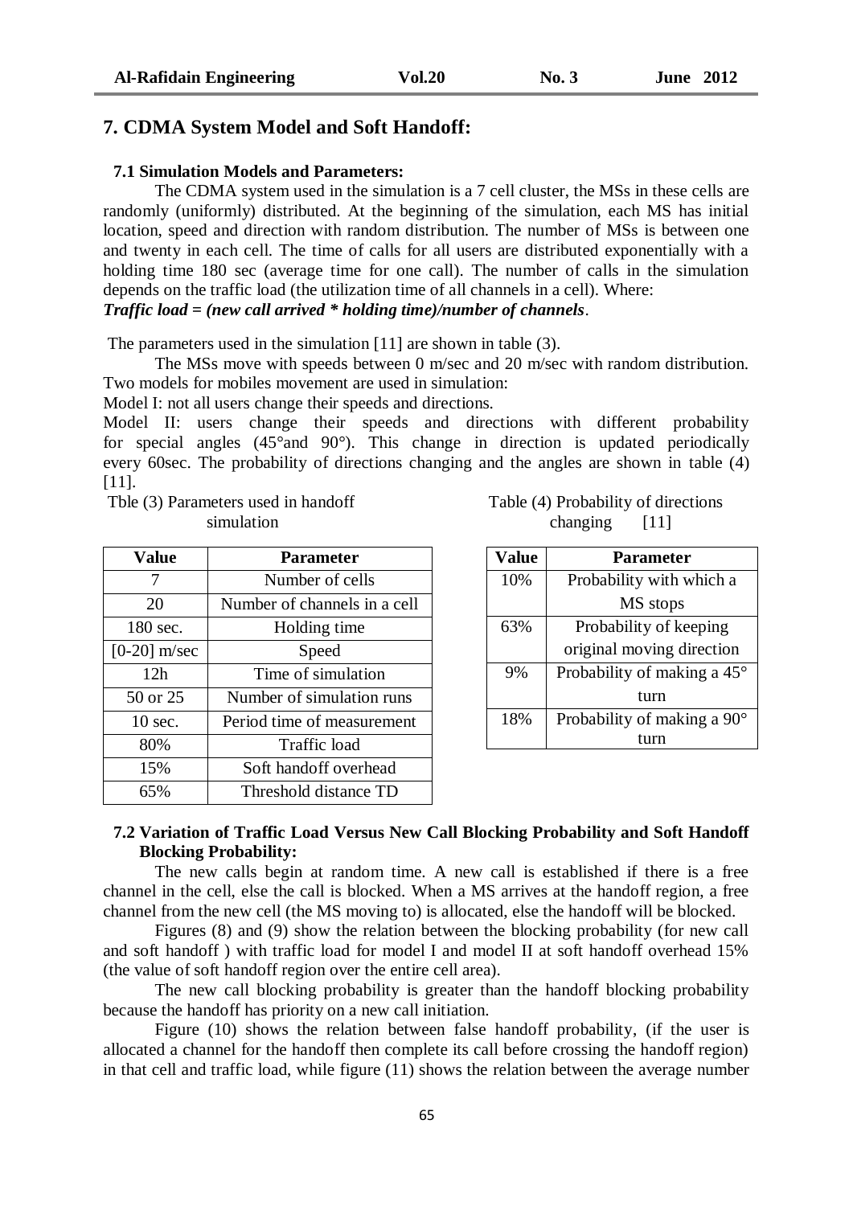## 7. CDMA System Model and Soft Handoff:

### 7.1 Simulation Models and Parameters:

The CDMA system used in the simulation is a 7 cell cluster, the MSs in these cells are randomly (uniformly) distributed. At the beginning of the simulation, each MS has initial location, speed and direction with random distribution. The number of MSs is between one and twenty in each cell. The time of calls for all users are distributed exponentially with a holding time 180 sec (average time for one call). The number of calls in the simulation depends on the traffic load (the utilization time of all channels in a cell). Where:

***Traffic load = (new call arrived * holding time)/number of channels***.

The parameters used in the simulation [11] are shown in table (3).

The MSs move with speeds between 0 m/sec and 20 m/sec with random distribution. Two models for mobiles movement are used in simulation:

Model I: not all users change their speeds and directions.

Model II: users change their speeds and directions with different probability for special angles (45°and 90°). This change in direction is updated periodically every 60sec. The probability of directions changing and the angles are shown in table (4) [11].

Tble (3) Parameters used in handoff simulation

| Value | Parameter |
|---|---|
| 7 | Number of cells |
| 20 | Number of channels in a cell |
| 180 sec. | Holding time |
| [0-20] m/sec | Speed |
| 12h | Time of simulation |
| 50 or 25 | Number of simulation runs |
| 10 sec. | Period time of measurement |
| 80% | Traffic load |
| 15% | Soft handoff overhead |
| 65% | Threshold distance TD |

Table (4) Probability of directions changing [11]

| Value | Parameter |
|---|---|
| 10% | Probability with which a MS stops |
| 63% | Probability of keeping original moving direction |
| 9% | Probability of making a 45° turn |
| 18% | Probability of making a 90° turn |

### 7.2 Variation of Traffic Load Versus New Call Blocking Probability and Soft Handoff Blocking Probability:

The new calls begin at random time. A new call is established if there is a free channel in the cell, else the call is blocked. When a MS arrives at the handoff region, a free channel from the new cell (the MS moving to) is allocated, else the handoff will be blocked.

Figures (8) and (9) show the relation between the blocking probability (for new call and soft handoff ) with traffic load for model I and model II at soft handoff overhead 15% (the value of soft handoff region over the entire cell area).

The new call blocking probability is greater than the handoff blocking probability because the handoff has priority on a new call initiation.

Figure (10) shows the relation between false handoff probability, (if the user is allocated a channel for the handoff then complete its call before crossing the handoff region) in that cell and traffic load, while figure (11) shows the relation between the average number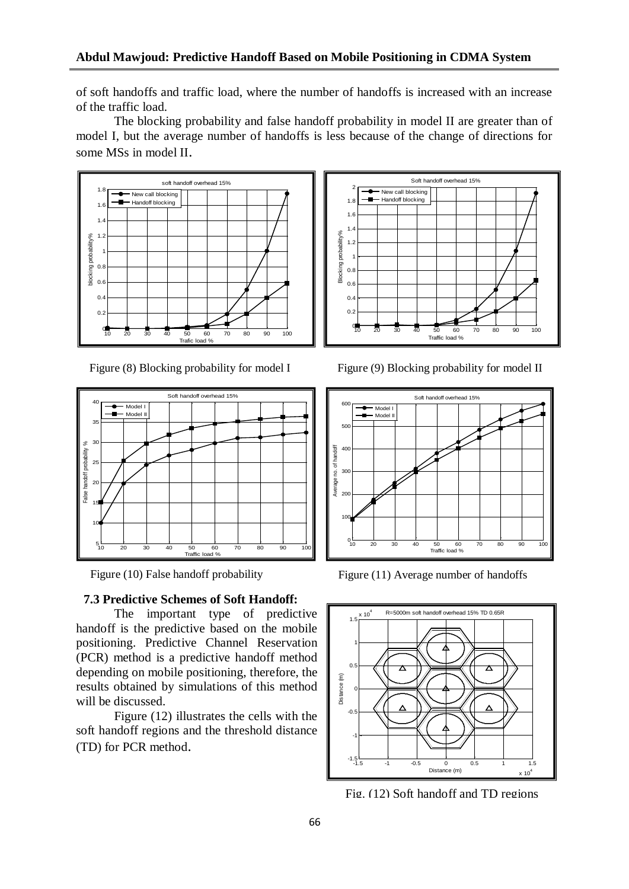of soft handoffs and traffic load, where the number of handoffs is increased with an increase of the traffic load.

The blocking probability and false handoff probability in model II are greater than of model I, but the average number of handoffs is less because of the change of directions for some MSs in model II.

Figure (8) Blocking probability for model I

Figure (9) Blocking probability for model II

Figure (10) False handoff probability

Figure (11) Average number of handoffs

### 7.3 Predictive Schemes of Soft Handoff:

The important type of predictive handoff is the predictive based on the mobile positioning. Predictive Channel Reservation (PCR) method is a predictive handoff method depending on mobile positioning, therefore, the results obtained by simulations of this method will be discussed.

Figure (12) illustrates the cells with the soft handoff regions and the threshold distance (TD) for PCR method.

Fig. (12) Soft handoff and TD regions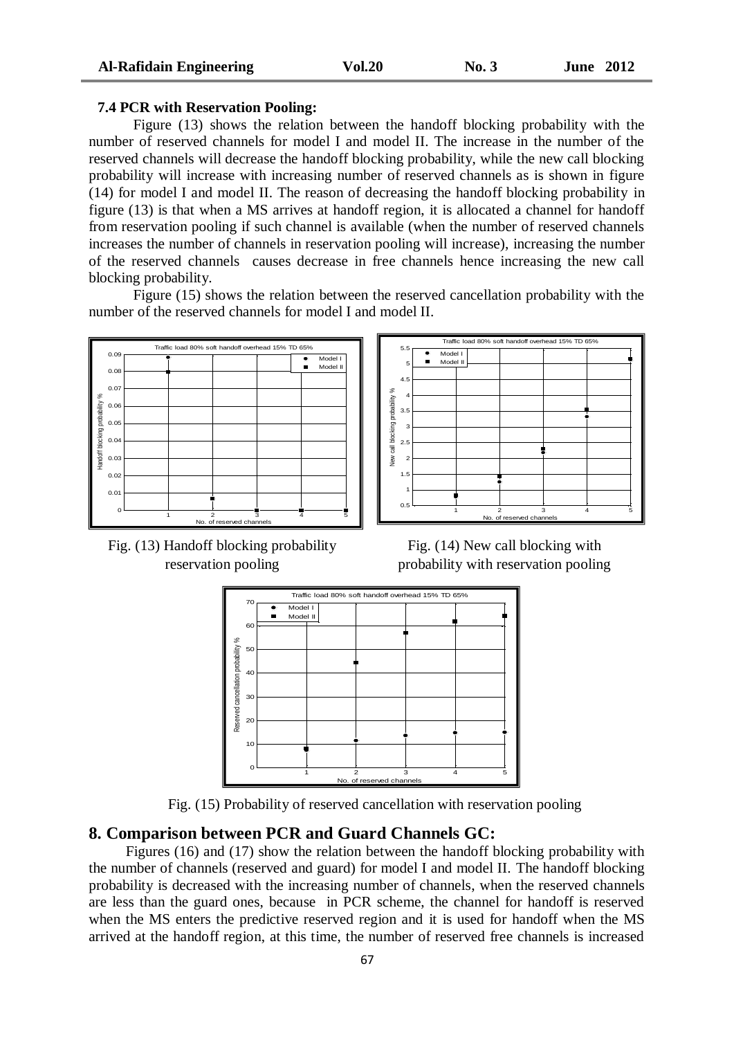### 7.4 PCR with Reservation Pooling:

Figure (13) shows the relation between the handoff blocking probability with the number of reserved channels for model I and model II. The increase in the number of the reserved channels will decrease the handoff blocking probability, while the new call blocking probability will increase with increasing number of reserved channels as is shown in figure (14) for model I and model II. The reason of decreasing the handoff blocking probability in figure (13) is that when a MS arrives at handoff region, it is allocated a channel for handoff from reservation pooling if such channel is available (when the number of reserved channels increases the number of channels in reservation pooling will increase), increasing the number of the reserved channels causes decrease in free channels hence increasing the new call blocking probability.

Figure (15) shows the relation between the reserved cancellation probability with the number of the reserved channels for model I and model II.

Fig. (13) Handoff blocking probability reservation pooling

Fig. (14) New call blocking with probability with reservation pooling

Fig. (15) Probability of reserved cancellation with reservation pooling

## 8. Comparison between PCR and Guard Channels GC:

Figures (16) and (17) show the relation between the handoff blocking probability with the number of channels (reserved and guard) for model I and model II. The handoff blocking probability is decreased with the increasing number of channels, when the reserved channels are less than the guard ones, because in PCR scheme, the channel for handoff is reserved when the MS enters the predictive reserved region and it is used for handoff when the MS arrived at the handoff region, at this time, the number of reserved free channels is increased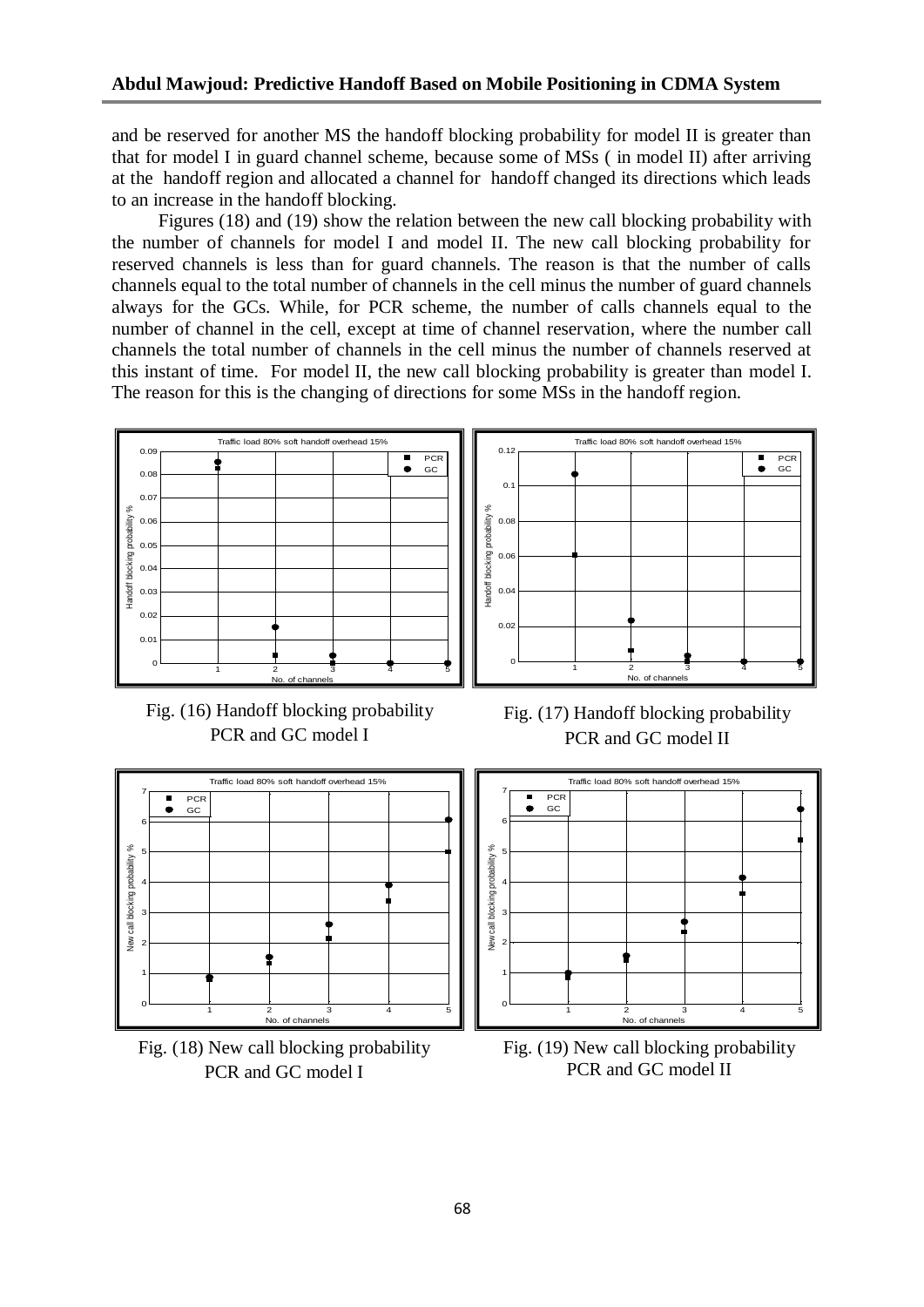and be reserved for another MS the handoff blocking probability for model II is greater than that for model I in guard channel scheme, because some of MSs ( in model II) after arriving at the handoff region and allocated a channel for handoff changed its directions which leads to an increase in the handoff blocking.

Figures (18) and (19) show the relation between the new call blocking probability with the number of channels for model I and model II. The new call blocking probability for reserved channels is less than for guard channels. The reason is that the number of calls channels equal to the total number of channels in the cell minus the number of guard channels always for the GCs. While, for PCR scheme, the number of calls channels equal to the number of channel in the cell, except at time of channel reservation, where the number call channels the total number of channels in the cell minus the number of channels reserved at this instant of time. For model II, the new call blocking probability is greater than model I. The reason for this is the changing of directions for some MSs in the handoff region.

Fig. (16) Handoff blocking probability PCR and GC model I

Fig. (17) Handoff blocking probability PCR and GC model II

Fig. (18) New call blocking probability PCR and GC model I

Fig. (19) New call blocking probability PCR and GC model II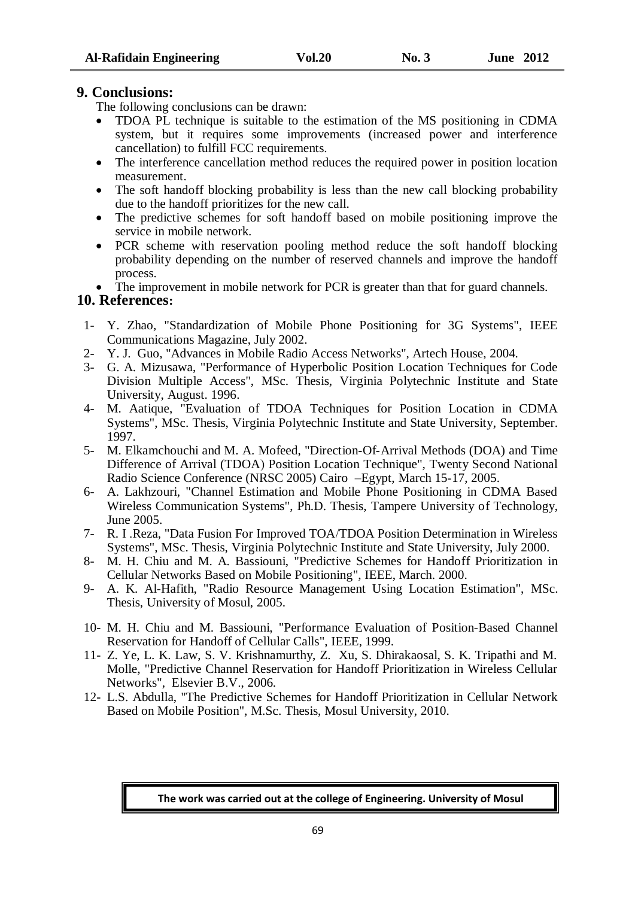## 9. Conclusions:

The following conclusions can be drawn:

- TDOA PL technique is suitable to the estimation of the MS positioning in CDMA system, but it requires some improvements (increased power and interference cancellation) to fulfill FCC requirements.
- The interference cancellation method reduces the required power in position location measurement.
- The soft handoff blocking probability is less than the new call blocking probability due to the handoff prioritizes for the new call.
- The predictive schemes for soft handoff based on mobile positioning improve the service in mobile network.
- PCR scheme with reservation pooling method reduce the soft handoff blocking probability depending on the number of reserved channels and improve the handoff process.
- The improvement in mobile network for PCR is greater than that for guard channels.

## 10. References:

1- Y. Zhao, "Standardization of Mobile Phone Positioning for 3G Systems", IEEE Communications Magazine, July 2002.

2- Y. J. Guo, "Advances in Mobile Radio Access Networks", Artech House, 2004.

3- G. A. Mizusawa, "Performance of Hyperbolic Position Location Techniques for Code Division Multiple Access", MSc. Thesis, Virginia Polytechnic Institute and State University, August. 1996.

4- M. Aatique, "Evaluation of TDOA Techniques for Position Location in CDMA Systems", MSc. Thesis, Virginia Polytechnic Institute and State University, September. 1997.

5- M. Elkamchouchi and M. A. Mofeed, "Direction-Of-Arrival Methods (DOA) and Time Difference of Arrival (TDOA) Position Location Technique", Twenty Second National Radio Science Conference (NRSC 2005) Cairo –Egypt, March 15-17, 2005.

6- A. Lakhzouri, "Channel Estimation and Mobile Phone Positioning in CDMA Based Wireless Communication Systems", Ph.D. Thesis, Tampere University of Technology, June 2005.

7- R. I .Reza, "Data Fusion For Improved TOA/TDOA Position Determination in Wireless Systems", MSc. Thesis, Virginia Polytechnic Institute and State University, July 2000.

8- M. H. Chiu and M. A. Bassiouni, "Predictive Schemes for Handoff Prioritization in Cellular Networks Based on Mobile Positioning", IEEE, March. 2000.

9- A. K. Al-Hafith, "Radio Resource Management Using Location Estimation", MSc. Thesis, University of Mosul, 2005.

10- M. H. Chiu and M. Bassiouni, "Performance Evaluation of Position-Based Channel Reservation for Handoff of Cellular Calls", IEEE, 1999.

11- Z. Ye, L. K. Law, S. V. Krishnamurthy, Z. Xu, S. Dhirakaosal, S. K. Tripathi and M. Molle, "Predictive Channel Reservation for Handoff Prioritization in Wireless Cellular Networks", Elsevier B.V., 2006.

12- L.S. Abdulla, "The Predictive Schemes for Handoff Prioritization in Cellular Network Based on Mobile Position", M.Sc. Thesis, Mosul University, 2010.

**The work was carried out at the college of Engineering. University of Mosul**